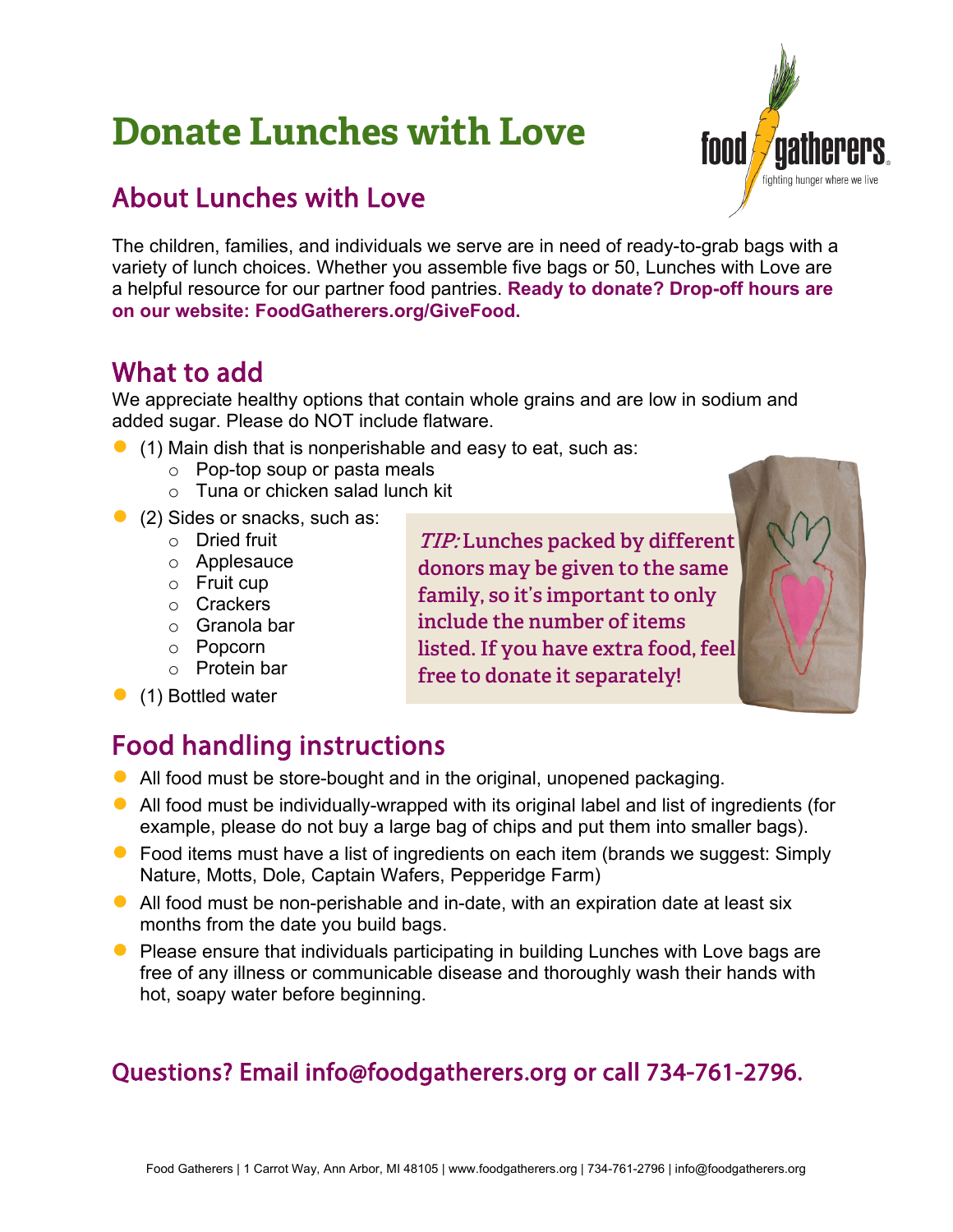# Donate Lunches with Love

## About Lunches with Love

The children, families, and individuals we serve are in need of ready-to-grab bags with a variety of lunch choices. Whether you assemble five bags or 50, Lunches with Love are a helpful resource for our partner food pantries. **Ready to donate? Drop-off hours are on our website: FoodGatherers.org/GiveFood.**

## What to add

We appreciate healthy options that contain whole grains and are low in sodium and added sugar. Please do NOT include flatware.

- (1) Main dish that is nonperishable and easy to eat, such as:
  - Pop-top soup or pasta meals
  - Tuna or chicken salad lunch kit
- (2) Sides or snacks, such as:
  - Dried fruit
  - Applesauce
  - Fruit cup
  - Crackers
  - Granola bar
  - Popcorn
  - Protein bar
- (1) Bottled water

*TIP:* Lunches packed by different donors may be given to the same family, so it's important to only include the number of items listed. If you have extra food, feel free to donate it separately!

## Food handling instructions

- All food must be store-bought and in the original, unopened packaging.
- All food must be individually-wrapped with its original label and list of ingredients (for example, please do not buy a large bag of chips and put them into smaller bags).
- Food items must have a list of ingredients on each item (brands we suggest: Simply Nature, Motts, Dole, Captain Wafers, Pepperidge Farm)
- All food must be non-perishable and in-date, with an expiration date at least six months from the date you build bags.
- Please ensure that individuals participating in building Lunches with Love bags are free of any illness or communicable disease and thoroughly wash their hands with hot, soapy water before beginning.

## Questions? Email info@foodgatherers.org or call 734-761-2796.

Food Gatherers | 1 Carrot Way, Ann Arbor, MI 48105 | www.foodgatherers.org | 734-761-2796 | info@foodgatherers.org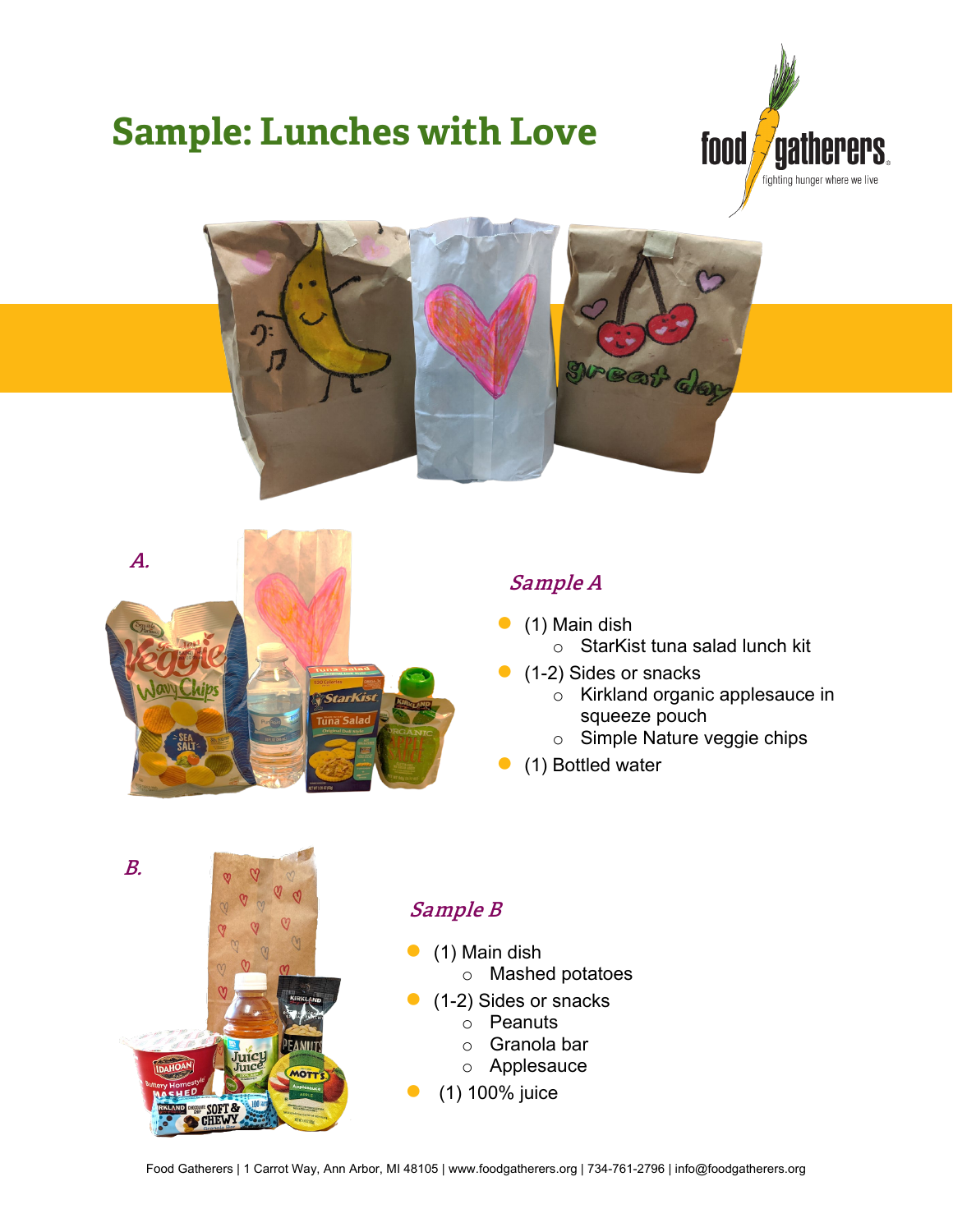# Sample: Lunches with Love

A.

### *Sample A*

- (1) Main dish
  - StarKist tuna salad lunch kit
- (1-2) Sides or snacks
  - Kirkland organic applesauce in squeeze pouch
  - Simple Nature veggie chips
- (1) Bottled water

B.

### *Sample B*

- (1) Main dish
  - Mashed potatoes
- (1-2) Sides or snacks
  - Peanuts
  - Granola bar
  - Applesauce
- (1) 100% juice

Food Gatherers | 1 Carrot Way, Ann Arbor, MI 48105 | www.foodgatherers.org | 734-761-2796 | info@foodgatherers.org